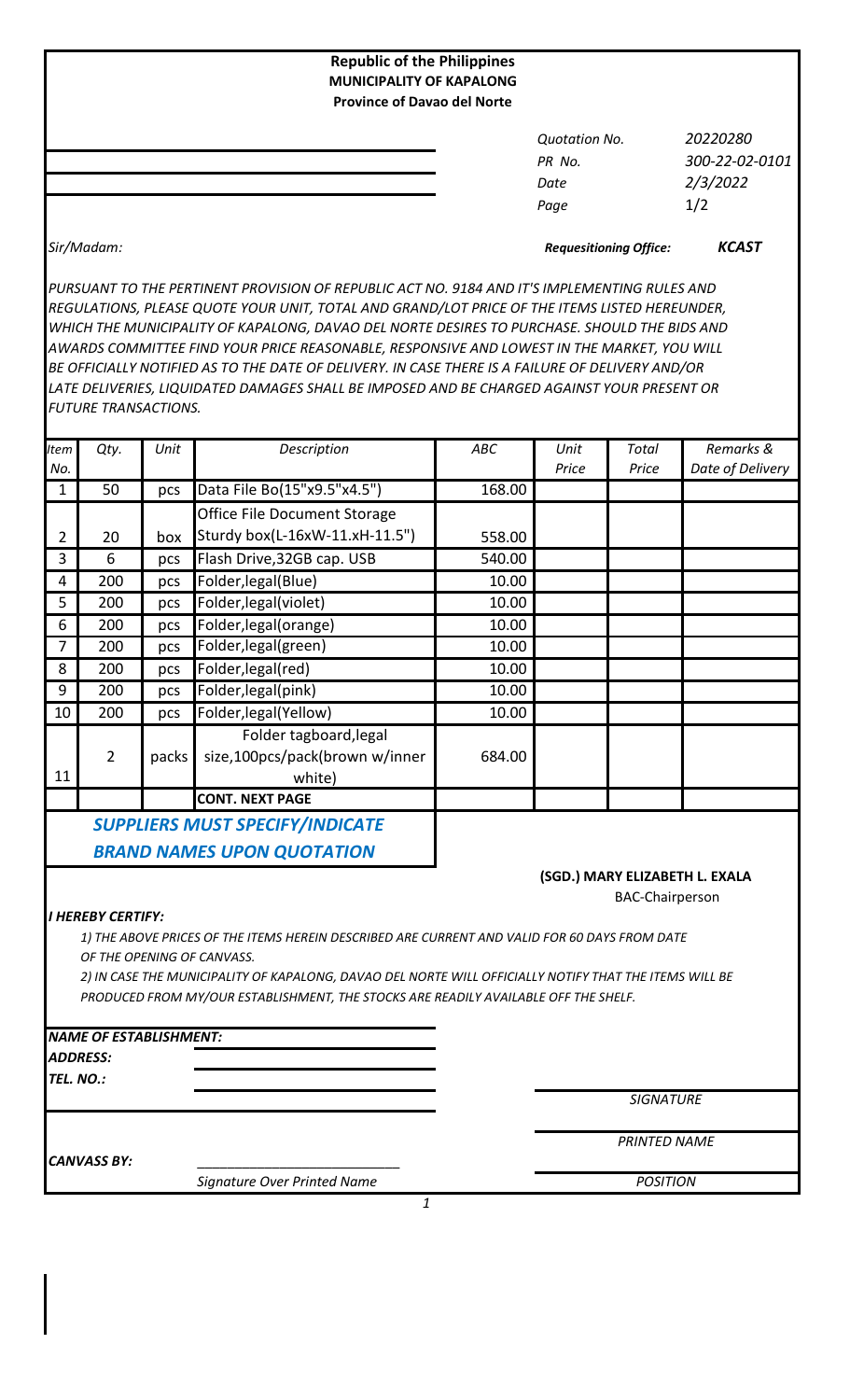**Republic of the Philippines**
**MUNICIPALITY OF KAPALONG**
**Province of Davao del Norte**

| | |
|---|---|
| *Quotation No.* | *20220280* |
| *PR No.* | *300-22-02-0101* |
| *Date* | *2/3/2022* |
| *Page* | *1/2* |

*Sir/Madam:*

*Requesitioning Office:* ***KCAST***

*PURSUANT TO THE PERTINENT PROVISION OF REPUBLIC ACT NO. 9184 AND IT'S IMPLEMENTING RULES AND REGULATIONS, PLEASE QUOTE YOUR UNIT, TOTAL AND GRAND/LOT PRICE OF THE ITEMS LISTED HEREUNDER, WHICH THE MUNICIPALITY OF KAPALONG, DAVAO DEL NORTE DESIRES TO PURCHASE. SHOULD THE BIDS AND AWARDS COMMITTEE FIND YOUR PRICE REASONABLE, RESPONSIVE AND LOWEST IN THE MARKET, YOU WILL BE OFFICIALLY NOTIFIED AS TO THE DATE OF DELIVERY. IN CASE THERE IS A FAILURE OF DELIVERY AND/OR LATE DELIVERIES, LIQUIDATED DAMAGES SHALL BE IMPOSED AND BE CHARGED AGAINST YOUR PRESENT OR FUTURE TRANSACTIONS.*

| *Item No.* | *Qty.* | *Unit* | *Description* | *ABC* | *Unit Price* | *Total Price* | *Remarks & Date of Delivery* |
|---|---|---|---|---|---|---|---|
| 1 | 50 | pcs | Data File Bo(15"x9.5"x4.5") | 168.00 | | | |
| 2 | 20 | box | Office File Document Storage Sturdy box(L-16xW-11.xH-11.5") | 558.00 | | | |
| 3 | 6 | pcs | Flash Drive,32GB cap. USB | 540.00 | | | |
| 4 | 200 | pcs | Folder,legal(Blue) | 10.00 | | | |
| 5 | 200 | pcs | Folder,legal(violet) | 10.00 | | | |
| 6 | 200 | pcs | Folder,legal(orange) | 10.00 | | | |
| 7 | 200 | pcs | Folder,legal(green) | 10.00 | | | |
| 8 | 200 | pcs | Folder,legal(red) | 10.00 | | | |
| 9 | 200 | pcs | Folder,legal(pink) | 10.00 | | | |
| 10 | 200 | pcs | Folder,legal(Yellow) | 10.00 | | | |
| 11 | 2 | packs | Folder tagboard,legal size,100pcs/pack(brown w/inner white) | 684.00 | | | |
| | | | **CONT. NEXT PAGE** | | | | |

***SUPPLIERS MUST SPECIFY/INDICATE BRAND NAMES UPON QUOTATION***

**(SGD.) MARY ELIZABETH L. EXALA**
BAC-Chairperson

***I HEREBY CERTIFY:***

*1) THE ABOVE PRICES OF THE ITEMS HEREIN DESCRIBED ARE CURRENT AND VALID FOR 60 DAYS FROM DATE OF THE OPENING OF CANVASS.*

*2) IN CASE THE MUNICIPALITY OF KAPALONG, DAVAO DEL NORTE WILL OFFICIALLY NOTIFY THAT THE ITEMS WILL BE PRODUCED FROM MY/OUR ESTABLISHMENT, THE STOCKS ARE READILY AVAILABLE OFF THE SHELF.*

***NAME OF ESTABLISHMENT:*** ______________________

***ADDRESS:*** ______________________

***TEL. NO.:*** ______________________

______________________
*SIGNATURE*

______________________
*PRINTED NAME*

***CANVASS BY:*** ______________________
*Signature Over Printed Name*

______________________
*POSITION*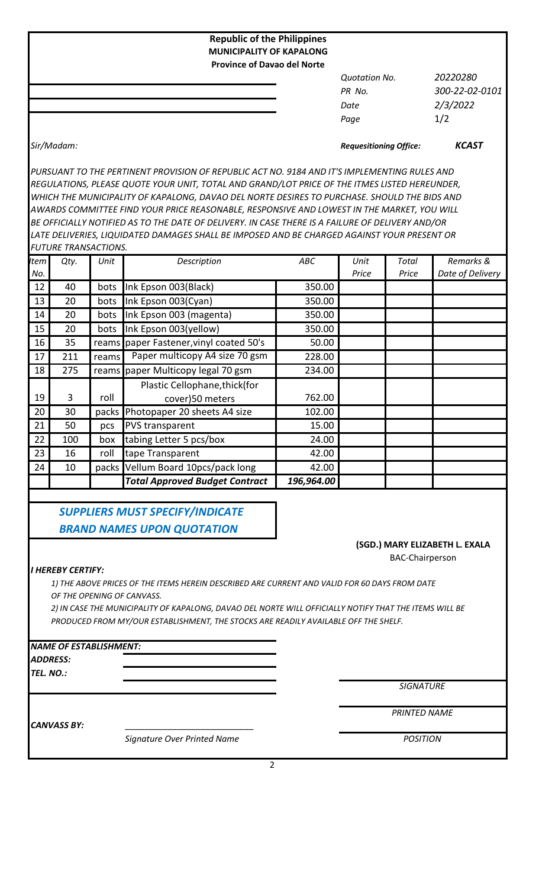**Republic of the Philippines**
**MUNICIPALITY OF KAPALONG**
**Province of Davao del Norte**

| | |
|---|---|
| *Quotation No.* | *20220280* |
| *PR No.* | *300-22-02-0101* |
| *Date* | *2/3/2022* |
| *Page* | 1/2 |

*Sir/Madam:*

***Requesitioning Office:*** ***KCAST***

*PURSUANT TO THE PERTINENT PROVISION OF REPUBLIC ACT NO. 9184 AND IT'S IMPLEMENTING RULES AND REGULATIONS, PLEASE QUOTE YOUR UNIT, TOTAL AND GRAND/LOT PRICE OF THE ITMES LISTED HEREUNDER, WHICH THE MUNICIPALITY OF KAPALONG, DAVAO DEL NORTE DESIRES TO PURCHASE. SHOULD THE BIDS AND AWARDS COMMITTEE FIND YOUR PRICE REASONABLE, RESPONSIVE AND LOWEST IN THE MARKET, YOU WILL BE OFFICIALLY NOTIFIED AS TO THE DATE OF DELIVERY. IN CASE THERE IS A FAILURE OF DELIVERY AND/OR LATE DELIVERIES, LIQUIDATED DAMAGES SHALL BE IMPOSED AND BE CHARGED AGAINST YOUR PRESENT OR FUTURE TRANSACTIONS.*

| *Item No.* | *Qty.* | *Unit* | *Description* | *ABC* | *Unit Price* | *Total Price* | *Remarks & Date of Delivery* |
|---|---|---|---|---|---|---|---|
| 12 | 40 | bots | Ink Epson 003(Black) | 350.00 | | | |
| 13 | 20 | bots | Ink Epson 003(Cyan) | 350.00 | | | |
| 14 | 20 | bots | Ink Epson 003 (magenta) | 350.00 | | | |
| 15 | 20 | bots | Ink Epson 003(yellow) | 350.00 | | | |
| 16 | 35 | reams | paper Fastener,vinyl coated 50's | 50.00 | | | |
| 17 | 211 | reams | Paper multicopy A4 size 70 gsm | 228.00 | | | |
| 18 | 275 | reams | paper Multicopy legal 70 gsm | 234.00 | | | |
| 19 | 3 | roll | Plastic Cellophane,thick(for cover)50 meters | 762.00 | | | |
| 20 | 30 | packs | Photopaper 20 sheets A4 size | 102.00 | | | |
| 21 | 50 | pcs | PVS transparent | 15.00 | | | |
| 22 | 100 | box | tabing Letter 5 pcs/box | 24.00 | | | |
| 23 | 16 | roll | tape Transparent | 42.00 | | | |
| 24 | 10 | packs | Vellum Board 10pcs/pack long | 42.00 | | | |
| | | | ***Total Approved Budget Contract*** | ***196,964.00*** | | | |

***SUPPLIERS MUST SPECIFY/INDICATE BRAND NAMES UPON QUOTATION***

**(SGD.) MARY ELIZABETH L. EXALA**
BAC-Chairperson

***I HEREBY CERTIFY:***

*1) THE ABOVE PRICES OF THE ITEMS HEREIN DESCRIBED ARE CURRENT AND VALID FOR 60 DAYS FROM DATE OF THE OPENING OF CANVASS.*

*2) IN CASE THE MUNICIPALITY OF KAPALONG, DAVAO DEL NORTE WILL OFFICIALLY NOTIFY THAT THE ITEMS WILL BE PRODUCED FROM MY/OUR ESTABLISHMENT, THE STOCKS ARE READILY AVAILABLE OFF THE SHELF.*

***NAME OF ESTABLISHMENT:*** \_\_\_\_\_\_\_\_\_\_\_\_\_\_\_\_\_\_\_\_
***ADDRESS:*** \_\_\_\_\_\_\_\_\_\_\_\_\_\_\_\_\_\_\_\_
***TEL. NO.:*** \_\_\_\_\_\_\_\_\_\_\_\_\_\_\_\_\_\_\_\_

\_\_\_\_\_\_\_\_\_\_\_\_\_\_\_\_\_\_\_\_
*SIGNATURE*

\_\_\_\_\_\_\_\_\_\_\_\_\_\_\_\_\_\_\_\_
*PRINTED NAME*

***CANVASS BY:*** \_\_\_\_\_\_\_\_\_\_\_\_\_\_\_\_\_\_\_\_
*Signature Over Printed Name*

\_\_\_\_\_\_\_\_\_\_\_\_\_\_\_\_\_\_\_\_
*POSITION*